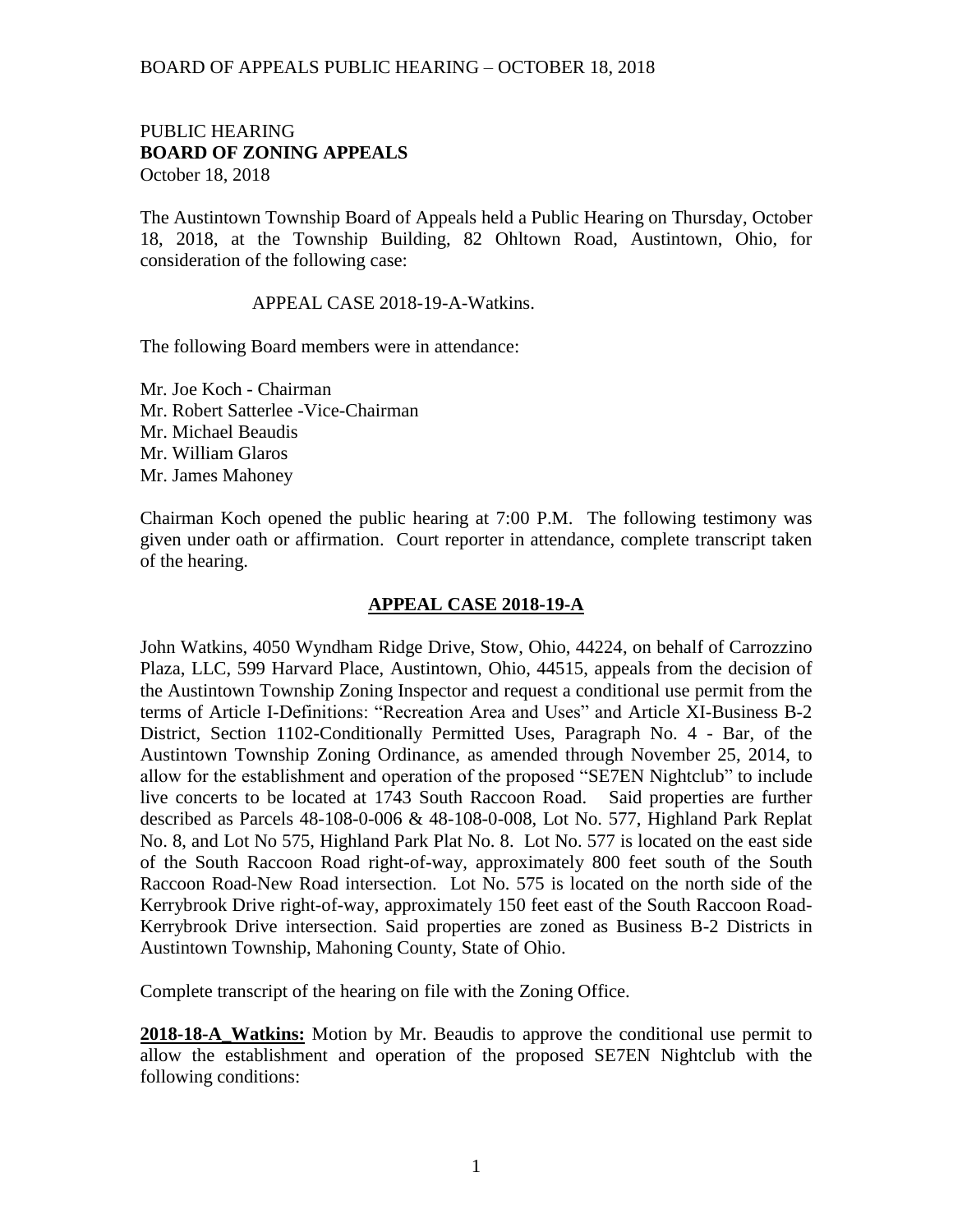PUBLIC HEARING
**BOARD OF ZONING APPEALS**
October 18, 2018

The Austintown Township Board of Appeals held a Public Hearing on Thursday, October 18, 2018, at the Township Building, 82 Ohltown Road, Austintown, Ohio, for consideration of the following case:

APPEAL CASE 2018-19-A-Watkins.

The following Board members were in attendance:

Mr. Joe Koch - Chairman
Mr. Robert Satterlee -Vice-Chairman
Mr. Michael Beaudis
Mr. William Glaros
Mr. James Mahoney

Chairman Koch opened the public hearing at 7:00 P.M. The following testimony was given under oath or affirmation. Court reporter in attendance, complete transcript taken of the hearing.

## APPEAL CASE 2018-19-A

John Watkins, 4050 Wyndham Ridge Drive, Stow, Ohio, 44224, on behalf of Carrozzino Plaza, LLC, 599 Harvard Place, Austintown, Ohio, 44515, appeals from the decision of the Austintown Township Zoning Inspector and request a conditional use permit from the terms of Article I-Definitions: "Recreation Area and Uses" and Article XI-Business B-2 District, Section 1102-Conditionally Permitted Uses, Paragraph No. 4 - Bar, of the Austintown Township Zoning Ordinance, as amended through November 25, 2014, to allow for the establishment and operation of the proposed "SE7EN Nightclub" to include live concerts to be located at 1743 South Raccoon Road. Said properties are further described as Parcels 48-108-0-006 & 48-108-0-008, Lot No. 577, Highland Park Replat No. 8, and Lot No 575, Highland Park Plat No. 8. Lot No. 577 is located on the east side of the South Raccoon Road right-of-way, approximately 800 feet south of the South Raccoon Road-New Road intersection. Lot No. 575 is located on the north side of the Kerrybrook Drive right-of-way, approximately 150 feet east of the South Raccoon Road-Kerrybrook Drive intersection. Said properties are zoned as Business B-2 Districts in Austintown Township, Mahoning County, State of Ohio.

Complete transcript of the hearing on file with the Zoning Office.

**2018-18-A_Watkins:** Motion by Mr. Beaudis to approve the conditional use permit to allow the establishment and operation of the proposed SE7EN Nightclub with the following conditions: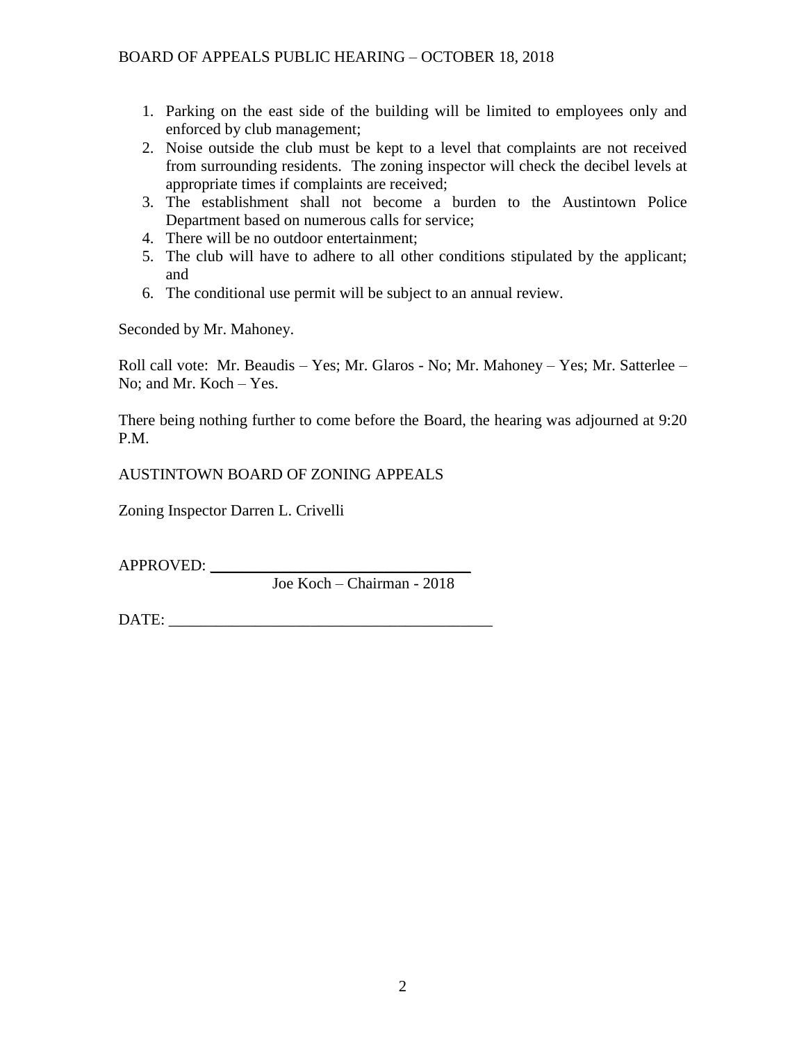1. Parking on the east side of the building will be limited to employees only and enforced by club management;
2. Noise outside the club must be kept to a level that complaints are not received from surrounding residents. The zoning inspector will check the decibel levels at appropriate times if complaints are received;
3. The establishment shall not become a burden to the Austintown Police Department based on numerous calls for service;
4. There will be no outdoor entertainment;
5. The club will have to adhere to all other conditions stipulated by the applicant; and
6. The conditional use permit will be subject to an annual review.

Seconded by Mr. Mahoney.

Roll call vote: Mr. Beaudis – Yes; Mr. Glaros - No; Mr. Mahoney – Yes; Mr. Satterlee – No; and Mr. Koch – Yes.

There being nothing further to come before the Board, the hearing was adjourned at 9:20 P.M.

AUSTINTOWN BOARD OF ZONING APPEALS

Zoning Inspector Darren L. Crivelli

APPROVED: ________________________________
Joe Koch – Chairman - 2018

DATE: ________________________________________